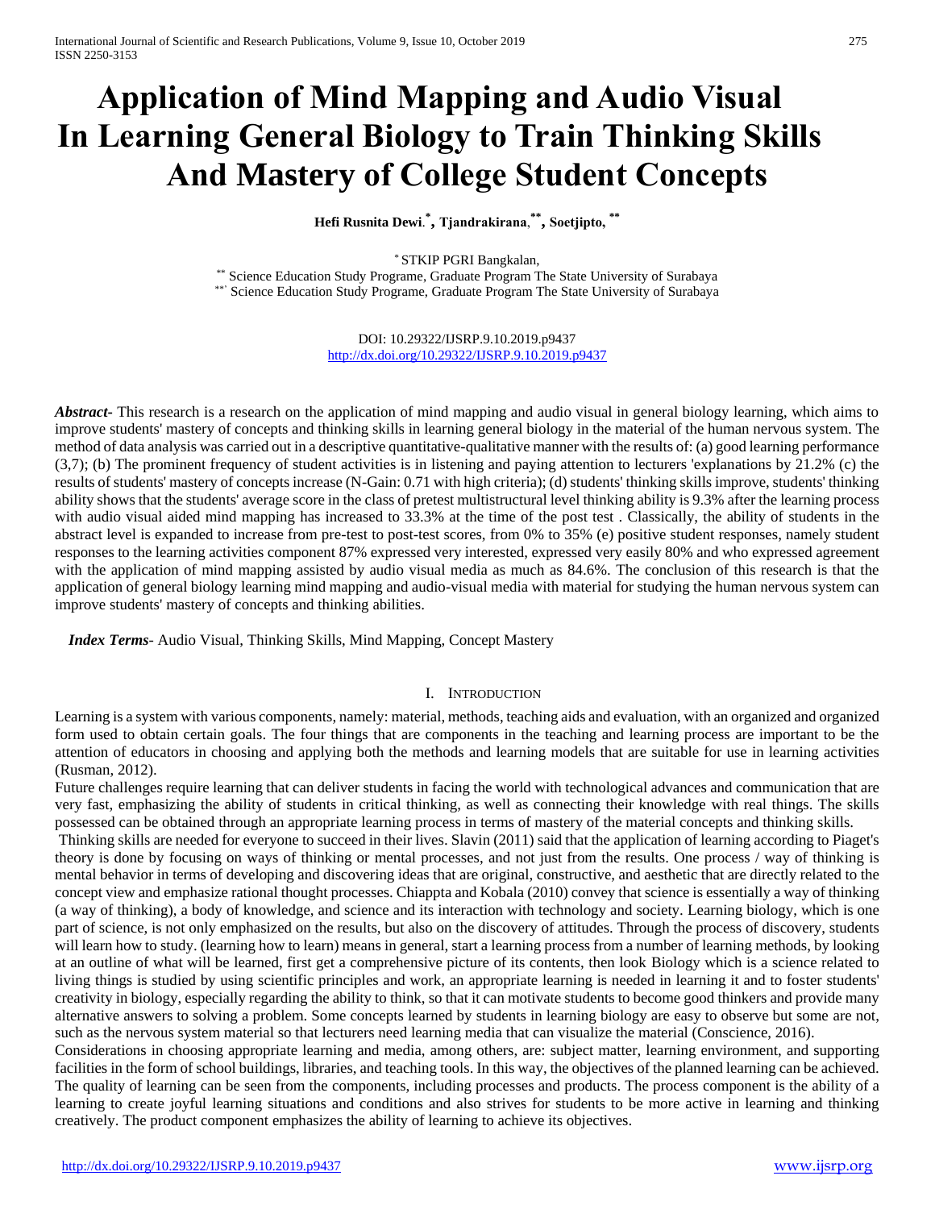# Application of Mind Mapping and Audio Visual In Learning General Biology to Train Thinking Skills And Mastery of College Student Concepts

**Hefi Rusnita Dewi.[*], Tjandrakirana,[**], Soetjipto, [**]**

[*] STKIP PGRI Bangkalan,
[**] Science Education Study Programe, Graduate Program The State University of Surabaya
[**`] Science Education Study Programe, Graduate Program The State University of Surabaya

DOI: 10.29322/IJSRP.9.10.2019.p9437
http://dx.doi.org/10.29322/IJSRP.9.10.2019.p9437

***Abstract-*** This research is a research on the application of mind mapping and audio visual in general biology learning, which aims to improve students' mastery of concepts and thinking skills in learning general biology in the material of the human nervous system. The method of data analysis was carried out in a descriptive quantitative-qualitative manner with the results of: (a) good learning performance (3,7); (b) The prominent frequency of student activities is in listening and paying attention to lecturers 'explanations by 21.2% (c) the results of students' mastery of concepts increase (N-Gain: 0.71 with high criteria); (d) students' thinking skills improve, students' thinking ability shows that the students' average score in the class of pretest multistructural level thinking ability is 9.3% after the learning process with audio visual aided mind mapping has increased to 33.3% at the time of the post test . Classically, the ability of students in the abstract level is expanded to increase from pre-test to post-test scores, from 0% to 35% (e) positive student responses, namely student responses to the learning activities component 87% expressed very interested, expressed very easily 80% and who expressed agreement with the application of mind mapping assisted by audio visual media as much as 84.6%. The conclusion of this research is that the application of general biology learning mind mapping and audio-visual media with material for studying the human nervous system can improve students' mastery of concepts and thinking abilities.

***Index Terms***- Audio Visual, Thinking Skills, Mind Mapping, Concept Mastery

## I. Introduction

Learning is a system with various components, namely: material, methods, teaching aids and evaluation, with an organized and organized form used to obtain certain goals. The four things that are components in the teaching and learning process are important to be the attention of educators in choosing and applying both the methods and learning models that are suitable for use in learning activities (Rusman, 2012).

Future challenges require learning that can deliver students in facing the world with technological advances and communication that are very fast, emphasizing the ability of students in critical thinking, as well as connecting their knowledge with real things. The skills possessed can be obtained through an appropriate learning process in terms of mastery of the material concepts and thinking skills.

Thinking skills are needed for everyone to succeed in their lives. Slavin (2011) said that the application of learning according to Piaget's theory is done by focusing on ways of thinking or mental processes, and not just from the results. One process / way of thinking is mental behavior in terms of developing and discovering ideas that are original, constructive, and aesthetic that are directly related to the concept view and emphasize rational thought processes. Chiappta and Kobala (2010) convey that science is essentially a way of thinking (a way of thinking), a body of knowledge, and science and its interaction with technology and society. Learning biology, which is one part of science, is not only emphasized on the results, but also on the discovery of attitudes. Through the process of discovery, students will learn how to study. (learning how to learn) means in general, start a learning process from a number of learning methods, by looking at an outline of what will be learned, first get a comprehensive picture of its contents, then look Biology which is a science related to living things is studied by using scientific principles and work, an appropriate learning is needed in learning it and to foster students' creativity in biology, especially regarding the ability to think, so that it can motivate students to become good thinkers and provide many alternative answers to solving a problem. Some concepts learned by students in learning biology are easy to observe but some are not, such as the nervous system material so that lecturers need learning media that can visualize the material (Conscience, 2016).

Considerations in choosing appropriate learning and media, among others, are: subject matter, learning environment, and supporting facilities in the form of school buildings, libraries, and teaching tools. In this way, the objectives of the planned learning can be achieved. The quality of learning can be seen from the components, including processes and products. The process component is the ability of a learning to create joyful learning situations and conditions and also strives for students to be more active in learning and thinking creatively. The product component emphasizes the ability of learning to achieve its objectives.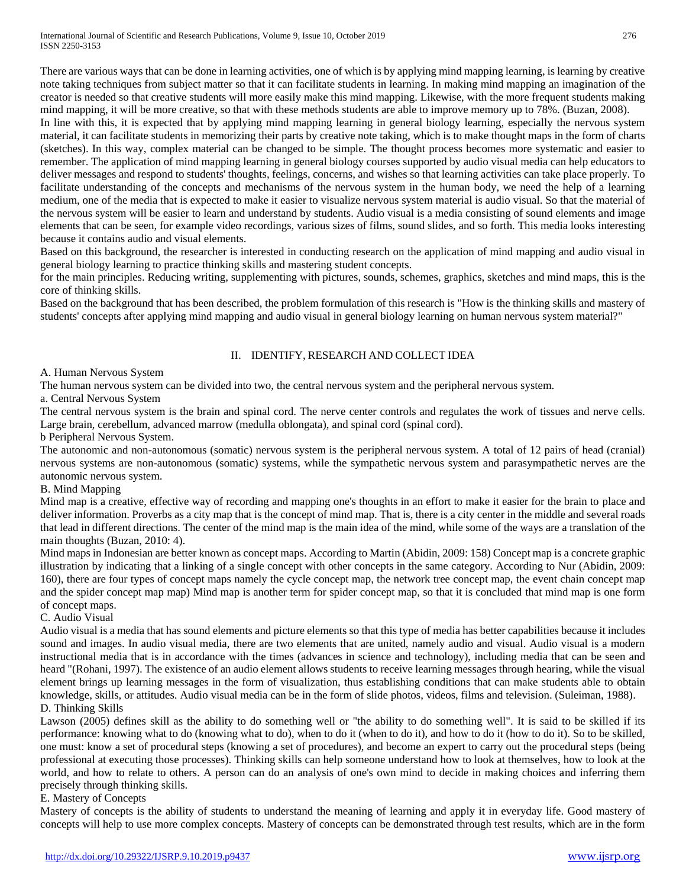There are various ways that can be done in learning activities, one of which is by applying mind mapping learning, is learning by creative note taking techniques from subject matter so that it can facilitate students in learning. In making mind mapping an imagination of the creator is needed so that creative students will more easily make this mind mapping. Likewise, with the more frequent students making mind mapping, it will be more creative, so that with these methods students are able to improve memory up to 78%. (Buzan, 2008).

In line with this, it is expected that by applying mind mapping learning in general biology learning, especially the nervous system material, it can facilitate students in memorizing their parts by creative note taking, which is to make thought maps in the form of charts (sketches). In this way, complex material can be changed to be simple. The thought process becomes more systematic and easier to remember. The application of mind mapping learning in general biology courses supported by audio visual media can help educators to deliver messages and respond to students' thoughts, feelings, concerns, and wishes so that learning activities can take place properly. To facilitate understanding of the concepts and mechanisms of the nervous system in the human body, we need the help of a learning medium, one of the media that is expected to make it easier to visualize nervous system material is audio visual. So that the material of the nervous system will be easier to learn and understand by students. Audio visual is a media consisting of sound elements and image elements that can be seen, for example video recordings, various sizes of films, sound slides, and so forth. This media looks interesting because it contains audio and visual elements.

Based on this background, the researcher is interested in conducting research on the application of mind mapping and audio visual in general biology learning to practice thinking skills and mastering student concepts.

for the main principles. Reducing writing, supplementing with pictures, sounds, schemes, graphics, sketches and mind maps, this is the core of thinking skills.

Based on the background that has been described, the problem formulation of this research is "How is the thinking skills and mastery of students' concepts after applying mind mapping and audio visual in general biology learning on human nervous system material?"

## II. IDENTIFY, RESEARCH AND COLLECT IDEA

### A. Human Nervous System

The human nervous system can be divided into two, the central nervous system and the peripheral nervous system.

#### a. Central Nervous System

The central nervous system is the brain and spinal cord. The nerve center controls and regulates the work of tissues and nerve cells. Large brain, cerebellum, advanced marrow (medulla oblongata), and spinal cord (spinal cord).

#### b Peripheral Nervous System.

The autonomic and non-autonomous (somatic) nervous system is the peripheral nervous system. A total of 12 pairs of head (cranial) nervous systems are non-autonomous (somatic) systems, while the sympathetic nervous system and parasympathetic nerves are the autonomic nervous system.

### B. Mind Mapping

Mind map is a creative, effective way of recording and mapping one's thoughts in an effort to make it easier for the brain to place and deliver information. Proverbs as a city map that is the concept of mind map. That is, there is a city center in the middle and several roads that lead in different directions. The center of the mind map is the main idea of the mind, while some of the ways are a translation of the main thoughts (Buzan, 2010: 4).

Mind maps in Indonesian are better known as concept maps. According to Martin (Abidin, 2009: 158) Concept map is a concrete graphic illustration by indicating that a linking of a single concept with other concepts in the same category. According to Nur (Abidin, 2009: 160), there are four types of concept maps namely the cycle concept map, the network tree concept map, the event chain concept map and the spider concept map map) Mind map is another term for spider concept map, so that it is concluded that mind map is one form of concept maps.

### C. Audio Visual

Audio visual is a media that has sound elements and picture elements so that this type of media has better capabilities because it includes sound and images. In audio visual media, there are two elements that are united, namely audio and visual. Audio visual is a modern instructional media that is in accordance with the times (advances in science and technology), including media that can be seen and heard "(Rohani, 1997). The existence of an audio element allows students to receive learning messages through hearing, while the visual element brings up learning messages in the form of visualization, thus establishing conditions that can make students able to obtain knowledge, skills, or attitudes. Audio visual media can be in the form of slide photos, videos, films and television. (Suleiman, 1988).

### D. Thinking Skills

Lawson (2005) defines skill as the ability to do something well or "the ability to do something well". It is said to be skilled if its performance: knowing what to do (knowing what to do), when to do it (when to do it), and how to do it (how to do it). So to be skilled, one must: know a set of procedural steps (knowing a set of procedures), and become an expert to carry out the procedural steps (being professional at executing those processes). Thinking skills can help someone understand how to look at themselves, how to look at the world, and how to relate to others. A person can do an analysis of one's own mind to decide in making choices and inferring them precisely through thinking skills.

### E. Mastery of Concepts

Mastery of concepts is the ability of students to understand the meaning of learning and apply it in everyday life. Good mastery of concepts will help to use more complex concepts. Mastery of concepts can be demonstrated through test results, which are in the form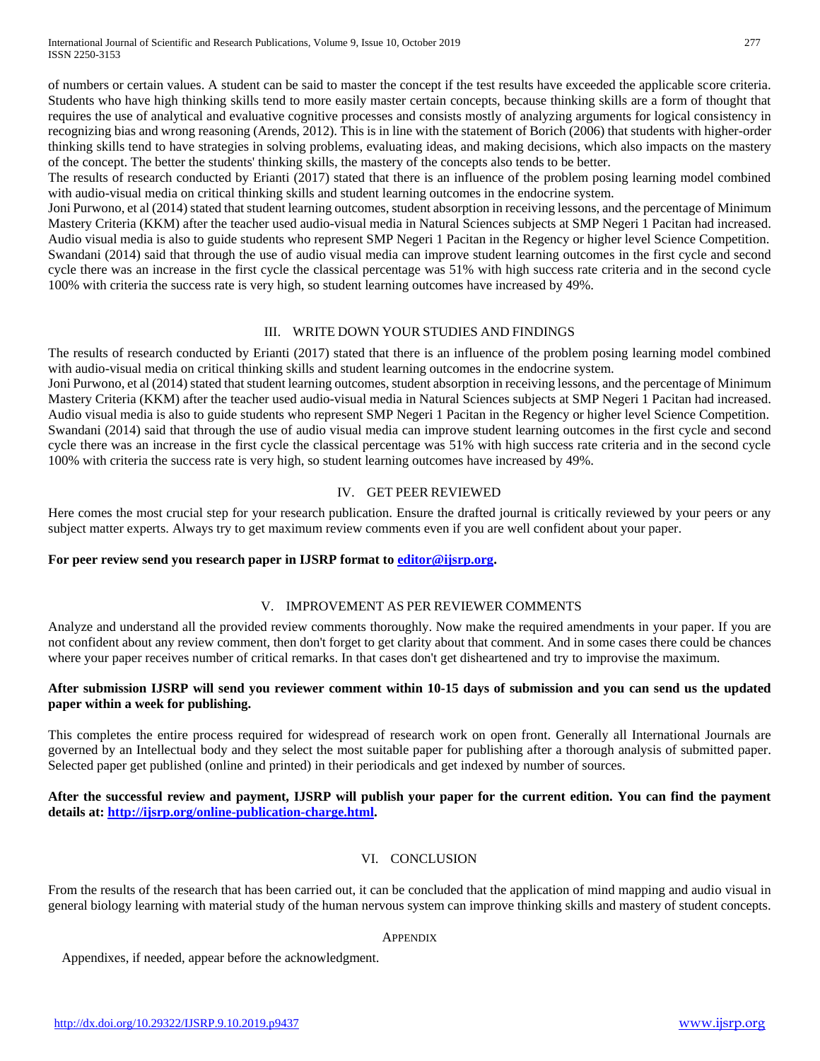of numbers or certain values. A student can be said to master the concept if the test results have exceeded the applicable score criteria. Students who have high thinking skills tend to more easily master certain concepts, because thinking skills are a form of thought that requires the use of analytical and evaluative cognitive processes and consists mostly of analyzing arguments for logical consistency in recognizing bias and wrong reasoning (Arends, 2012). This is in line with the statement of Borich (2006) that students with higher-order thinking skills tend to have strategies in solving problems, evaluating ideas, and making decisions, which also impacts on the mastery of the concept. The better the students' thinking skills, the mastery of the concepts also tends to be better.
The results of research conducted by Erianti (2017) stated that there is an influence of the problem posing learning model combined with audio-visual media on critical thinking skills and student learning outcomes in the endocrine system.
Joni Purwono, et al (2014) stated that student learning outcomes, student absorption in receiving lessons, and the percentage of Minimum Mastery Criteria (KKM) after the teacher used audio-visual media in Natural Sciences subjects at SMP Negeri 1 Pacitan had increased. Audio visual media is also to guide students who represent SMP Negeri 1 Pacitan in the Regency or higher level Science Competition.
Swandani (2014) said that through the use of audio visual media can improve student learning outcomes in the first cycle and second cycle there was an increase in the first cycle the classical percentage was 51% with high success rate criteria and in the second cycle 100% with criteria the success rate is very high, so student learning outcomes have increased by 49%.

## III. Write Down Your Studies and Findings

The results of research conducted by Erianti (2017) stated that there is an influence of the problem posing learning model combined with audio-visual media on critical thinking skills and student learning outcomes in the endocrine system.
Joni Purwono, et al (2014) stated that student learning outcomes, student absorption in receiving lessons, and the percentage of Minimum Mastery Criteria (KKM) after the teacher used audio-visual media in Natural Sciences subjects at SMP Negeri 1 Pacitan had increased. Audio visual media is also to guide students who represent SMP Negeri 1 Pacitan in the Regency or higher level Science Competition.
Swandani (2014) said that through the use of audio visual media can improve student learning outcomes in the first cycle and second cycle there was an increase in the first cycle the classical percentage was 51% with high success rate criteria and in the second cycle 100% with criteria the success rate is very high, so student learning outcomes have increased by 49%.

## IV. Get Peer Reviewed

Here comes the most crucial step for your research publication. Ensure the drafted journal is critically reviewed by your peers or any subject matter experts. Always try to get maximum review comments even if you are well confident about your paper.

**For peer review send you research paper in IJSRP format to [editor@ijsrp.org](mailto:editor@ijsrp.org).**

## V. Improvement as per Reviewer Comments

Analyze and understand all the provided review comments thoroughly. Now make the required amendments in your paper. If you are not confident about any review comment, then don't forget to get clarity about that comment. And in some cases there could be chances where your paper receives number of critical remarks. In that cases don't get disheartened and try to improvise the maximum.

**After submission IJSRP will send you reviewer comment within 10-15 days of submission and you can send us the updated paper within a week for publishing.**

This completes the entire process required for widespread of research work on open front. Generally all International Journals are governed by an Intellectual body and they select the most suitable paper for publishing after a thorough analysis of submitted paper. Selected paper get published (online and printed) in their periodicals and get indexed by number of sources.

**After the successful review and payment, IJSRP will publish your paper for the current edition. You can find the payment details at: [http://ijsrp.org/online-publication-charge.html](http://ijsrp.org/online-publication-charge.html).**

## VI. Conclusion

From the results of the research that has been carried out, it can be concluded that the application of mind mapping and audio visual in general biology learning with material study of the human nervous system can improve thinking skills and mastery of student concepts.

### Appendix

Appendixes, if needed, appear before the acknowledgment.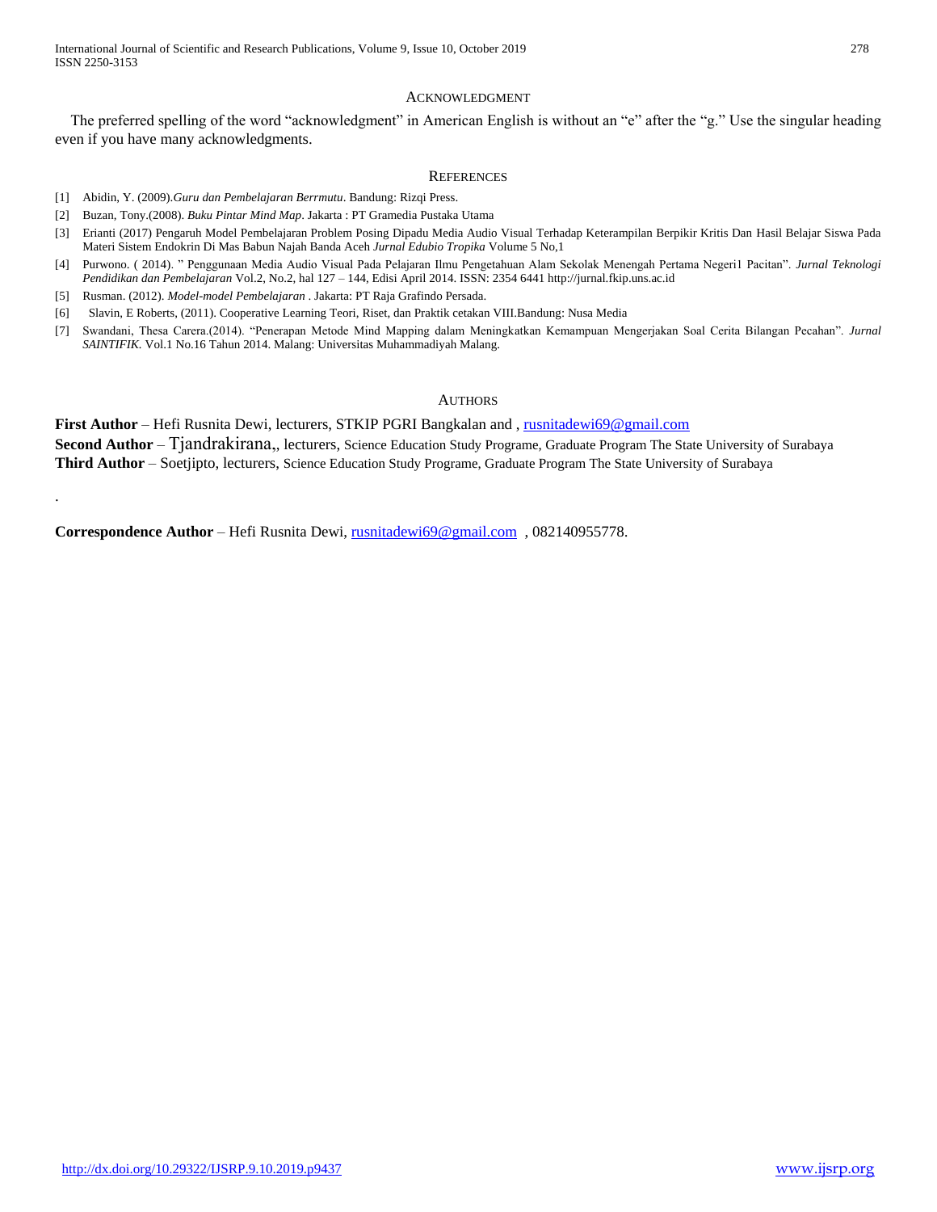## Acknowledgment

The preferred spelling of the word "acknowledgment" in American English is without an "e" after the "g." Use the singular heading even if you have many acknowledgments.

## References

[1] Abidin, Y. (2009).*Guru dan Pembelajaran Berrmutu*. Bandung: Rizqi Press.

[2] Buzan, Tony.(2008). *Buku Pintar Mind Map*. Jakarta : PT Gramedia Pustaka Utama

[3] Erianti (2017) Pengaruh Model Pembelajaran Problem Posing Dipadu Media Audio Visual Terhadap Keterampilan Berpikir Kritis Dan Hasil Belajar Siswa Pada Materi Sistem Endokrin Di Mas Babun Najah Banda Aceh *Jurnal Edubio Tropika* Volume 5 No,1

[4] Purwono. ( 2014). " Penggunaan Media Audio Visual Pada Pelajaran Ilmu Pengetahuan Alam Sekolak Menengah Pertama Negeri1 Pacitan". *Jurnal Teknologi Pendidikan dan Pembelajaran* Vol.2, No.2, hal 127 – 144, Edisi April 2014. ISSN: 2354 6441 http://jurnal.fkip.uns.ac.id

[5] Rusman. (2012). *Model-model Pembelajaran* . Jakarta: PT Raja Grafindo Persada.

[6] Slavin, E Roberts, (2011). Cooperative Learning Teori, Riset, dan Praktik cetakan VIII.Bandung: Nusa Media

[7] Swandani, Thesa Carera.(2014). "Penerapan Metode Mind Mapping dalam Meningkatkan Kemampuan Mengerjakan Soal Cerita Bilangan Pecahan". *Jurnal SAINTIFIK*. Vol.1 No.16 Tahun 2014. Malang: Universitas Muhammadiyah Malang.

## Authors

**First Author** – Hefi Rusnita Dewi, lecturers, STKIP PGRI Bangkalan and , rusnitadewi69@gmail.com

**Second Author** – Tjandrakirana,, lecturers, Science Education Study Programe, Graduate Program The State University of Surabaya

**Third Author** – Soetjipto, lecturers, Science Education Study Programe, Graduate Program The State University of Surabaya

.

**Correspondence Author** – Hefi Rusnita Dewi, rusnitadewi69@gmail.com , 082140955778.